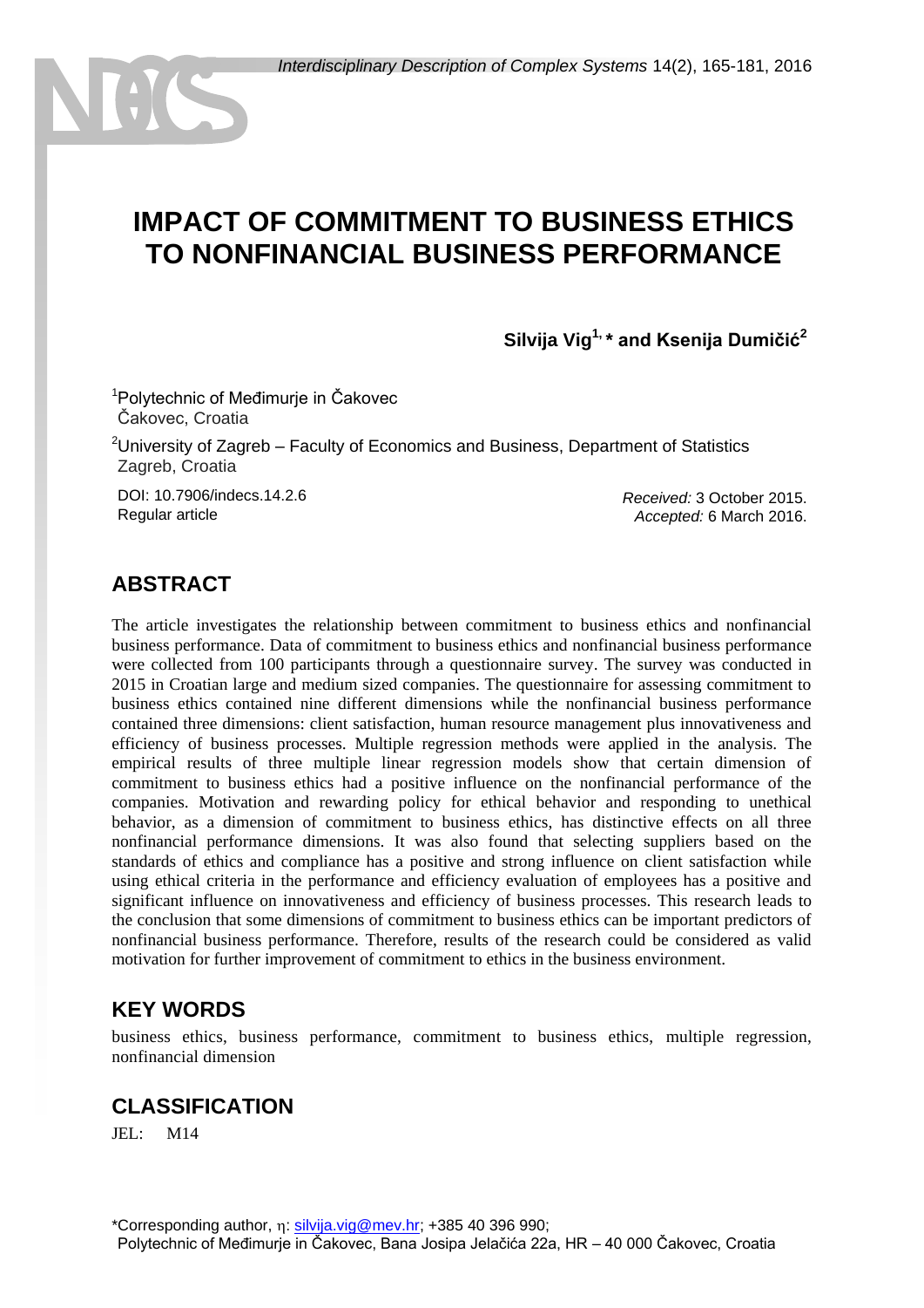# IMPACT OF COMMITMENT TO BUSINESS ETHICS TO NONFINANCIAL BUSINESS PERFORMANCE

**Silvija Vig[1,]* and Ksenija Dumičić[2]**

[1]Polytechnic of Međimurje in Čakovec
Čakovec, Croatia

[2]University of Zagreb – Faculty of Economics and Business, Department of Statistics
Zagreb, Croatia

DOI: 10.7906/indecs.14.2.6
Regular article

*Received:* 3 October 2015.
*Accepted:* 6 March 2016.

## ABSTRACT

The article investigates the relationship between commitment to business ethics and nonfinancial business performance. Data of commitment to business ethics and nonfinancial business performance were collected from 100 participants through a questionnaire survey. The survey was conducted in 2015 in Croatian large and medium sized companies. The questionnaire for assessing commitment to business ethics contained nine different dimensions while the nonfinancial business performance contained three dimensions: client satisfaction, human resource management plus innovativeness and efficiency of business processes. Multiple regression methods were applied in the analysis. The empirical results of three multiple linear regression models show that certain dimension of commitment to business ethics had a positive influence on the nonfinancial performance of the companies. Motivation and rewarding policy for ethical behavior and responding to unethical behavior, as a dimension of commitment to business ethics, has distinctive effects on all three nonfinancial performance dimensions. It was also found that selecting suppliers based on the standards of ethics and compliance has a positive and strong influence on client satisfaction while using ethical criteria in the performance and efficiency evaluation of employees has a positive and significant influence on innovativeness and efficiency of business processes. This research leads to the conclusion that some dimensions of commitment to business ethics can be important predictors of nonfinancial business performance. Therefore, results of the research could be considered as valid motivation for further improvement of commitment to ethics in the business environment.

## KEY WORDS

business ethics, business performance, commitment to business ethics, multiple regression, nonfinancial dimension

## CLASSIFICATION

JEL: M14

*Corresponding author, η: silvija.vig@mev.hr; +385 40 396 990;
Polytechnic of Međimurje in Čakovec, Bana Josipa Jelačića 22a, HR – 40 000 Čakovec, Croatia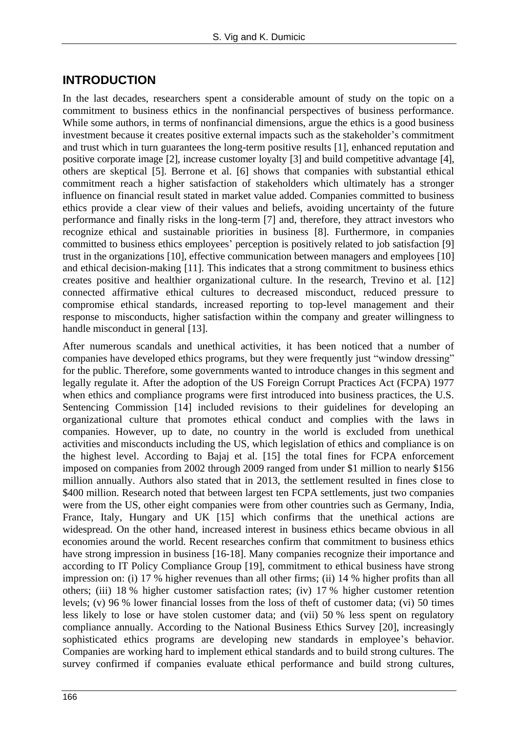## INTRODUCTION

In the last decades, researchers spent a considerable amount of study on the topic on a commitment to business ethics in the nonfinancial perspectives of business performance. While some authors, in terms of nonfinancial dimensions, argue the ethics is a good business investment because it creates positive external impacts such as the stakeholder's commitment and trust which in turn guarantees the long-term positive results [1], enhanced reputation and positive corporate image [2], increase customer loyalty [3] and build competitive advantage [4], others are skeptical [5]. Berrone et al. [6] shows that companies with substantial ethical commitment reach a higher satisfaction of stakeholders which ultimately has a stronger influence on financial result stated in market value added. Companies committed to business ethics provide a clear view of their values and beliefs, avoiding uncertainty of the future performance and finally risks in the long-term [7] and, therefore, they attract investors who recognize ethical and sustainable priorities in business [8]. Furthermore, in companies committed to business ethics employees' perception is positively related to job satisfaction [9] trust in the organizations [10], effective communication between managers and employees [10] and ethical decision-making [11]. This indicates that a strong commitment to business ethics creates positive and healthier organizational culture. In the research, Trevino et al. [12] connected affirmative ethical cultures to decreased misconduct, reduced pressure to compromise ethical standards, increased reporting to top-level management and their response to misconducts, higher satisfaction within the company and greater willingness to handle misconduct in general [13].

After numerous scandals and unethical activities, it has been noticed that a number of companies have developed ethics programs, but they were frequently just "window dressing" for the public. Therefore, some governments wanted to introduce changes in this segment and legally regulate it. After the adoption of the US Foreign Corrupt Practices Act (FCPA) 1977 when ethics and compliance programs were first introduced into business practices, the U.S. Sentencing Commission [14] included revisions to their guidelines for developing an organizational culture that promotes ethical conduct and complies with the laws in companies. However, up to date, no country in the world is excluded from unethical activities and misconducts including the US, which legislation of ethics and compliance is on the highest level. According to Bajaj et al. [15] the total fines for FCPA enforcement imposed on companies from 2002 through 2009 ranged from under $1 million to nearly $156 million annually. Authors also stated that in 2013, the settlement resulted in fines close to $400 million. Research noted that between largest ten FCPA settlements, just two companies were from the US, other eight companies were from other countries such as Germany, India, France, Italy, Hungary and UK [15] which confirms that the unethical actions are widespread. On the other hand, increased interest in business ethics became obvious in all economies around the world. Recent researches confirm that commitment to business ethics have strong impression in business [16-18]. Many companies recognize their importance and according to IT Policy Compliance Group [19], commitment to ethical business have strong impression on: (i) 17 % higher revenues than all other firms; (ii) 14 % higher profits than all others; (iii) 18 % higher customer satisfaction rates; (iv) 17 % higher customer retention levels; (v) 96 % lower financial losses from the loss of theft of customer data; (vi) 50 times less likely to lose or have stolen customer data; and (vii) 50 % less spent on regulatory compliance annually. According to the National Business Ethics Survey [20], increasingly sophisticated ethics programs are developing new standards in employee's behavior. Companies are working hard to implement ethical standards and to build strong cultures. The survey confirmed if companies evaluate ethical performance and build strong cultures,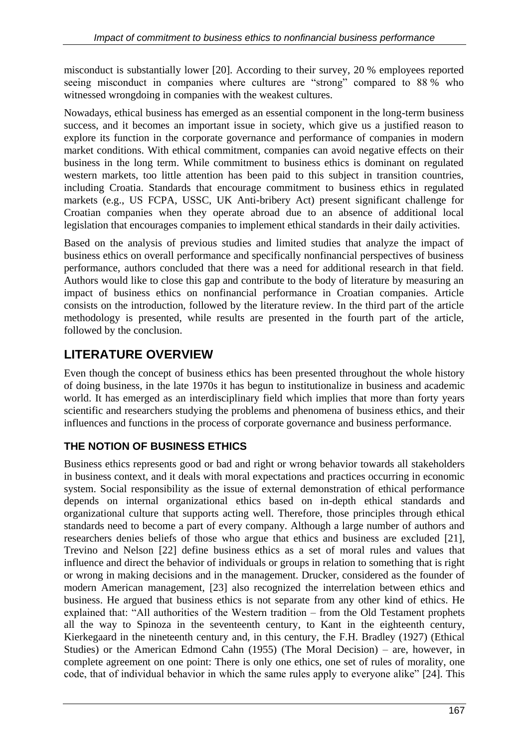misconduct is substantially lower [20]. According to their survey, 20 % employees reported seeing misconduct in companies where cultures are "strong" compared to 88 % who witnessed wrongdoing in companies with the weakest cultures.

Nowadays, ethical business has emerged as an essential component in the long-term business success, and it becomes an important issue in society, which give us a justified reason to explore its function in the corporate governance and performance of companies in modern market conditions. With ethical commitment, companies can avoid negative effects on their business in the long term. While commitment to business ethics is dominant on regulated western markets, too little attention has been paid to this subject in transition countries, including Croatia. Standards that encourage commitment to business ethics in regulated markets (e.g., US FCPA, USSC, UK Anti-bribery Act) present significant challenge for Croatian companies when they operate abroad due to an absence of additional local legislation that encourages companies to implement ethical standards in their daily activities.

Based on the analysis of previous studies and limited studies that analyze the impact of business ethics on overall performance and specifically nonfinancial perspectives of business performance, authors concluded that there was a need for additional research in that field. Authors would like to close this gap and contribute to the body of literature by measuring an impact of business ethics on nonfinancial performance in Croatian companies. Article consists on the introduction, followed by the literature review. In the third part of the article methodology is presented, while results are presented in the fourth part of the article, followed by the conclusion.

## LITERATURE OVERVIEW

Even though the concept of business ethics has been presented throughout the whole history of doing business, in the late 1970s it has begun to institutionalize in business and academic world. It has emerged as an interdisciplinary field which implies that more than forty years scientific and researchers studying the problems and phenomena of business ethics, and their influences and functions in the process of corporate governance and business performance.

### THE NOTION OF BUSINESS ETHICS

Business ethics represents good or bad and right or wrong behavior towards all stakeholders in business context, and it deals with moral expectations and practices occurring in economic system. Social responsibility as the issue of external demonstration of ethical performance depends on internal organizational ethics based on in-depth ethical standards and organizational culture that supports acting well. Therefore, those principles through ethical standards need to become a part of every company. Although a large number of authors and researchers denies beliefs of those who argue that ethics and business are excluded [21], Trevino and Nelson [22] define business ethics as a set of moral rules and values that influence and direct the behavior of individuals or groups in relation to something that is right or wrong in making decisions and in the management. Drucker, considered as the founder of modern American management, [23] also recognized the interrelation between ethics and business. He argued that business ethics is not separate from any other kind of ethics. He explained that: "All authorities of the Western tradition – from the Old Testament prophets all the way to Spinoza in the seventeenth century, to Kant in the eighteenth century, Kierkegaard in the nineteenth century and, in this century, the F.H. Bradley (1927) (Ethical Studies) or the American Edmond Cahn (1955) (The Moral Decision) – are, however, in complete agreement on one point: There is only one ethics, one set of rules of morality, one code, that of individual behavior in which the same rules apply to everyone alike" [24]. This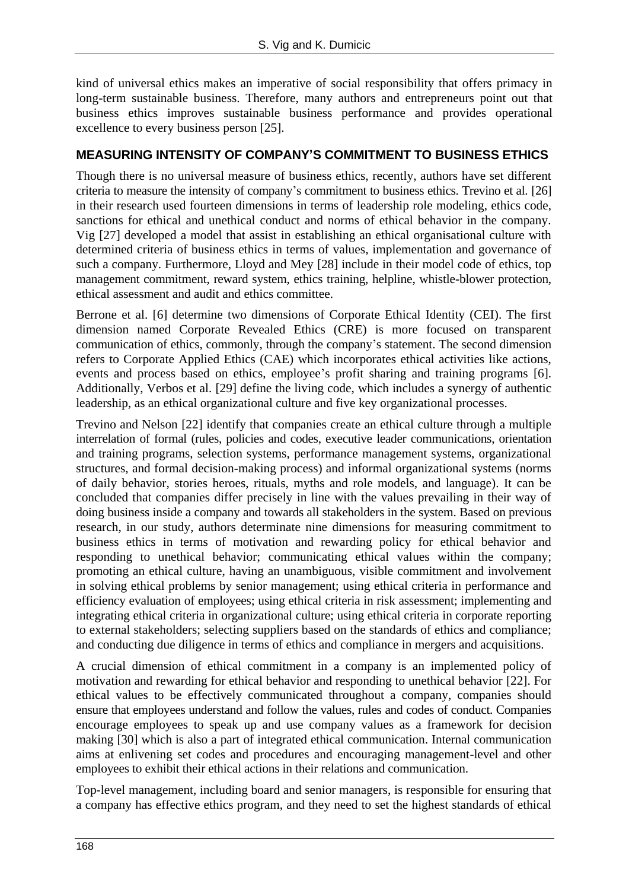kind of universal ethics makes an imperative of social responsibility that offers primacy in long-term sustainable business. Therefore, many authors and entrepreneurs point out that business ethics improves sustainable business performance and provides operational excellence to every business person [25].

## MEASURING INTENSITY OF COMPANY'S COMMITMENT TO BUSINESS ETHICS

Though there is no universal measure of business ethics, recently, authors have set different criteria to measure the intensity of company's commitment to business ethics. Trevino et al. [26] in their research used fourteen dimensions in terms of leadership role modeling, ethics code, sanctions for ethical and unethical conduct and norms of ethical behavior in the company. Vig [27] developed a model that assist in establishing an ethical organisational culture with determined criteria of business ethics in terms of values, implementation and governance of such a company. Furthermore, Lloyd and Mey [28] include in their model code of ethics, top management commitment, reward system, ethics training, helpline, whistle-blower protection, ethical assessment and audit and ethics committee.

Berrone et al. [6] determine two dimensions of Corporate Ethical Identity (CEI). The first dimension named Corporate Revealed Ethics (CRE) is more focused on transparent communication of ethics, commonly, through the company's statement. The second dimension refers to Corporate Applied Ethics (CAE) which incorporates ethical activities like actions, events and process based on ethics, employee's profit sharing and training programs [6]. Additionally, Verbos et al. [29] define the living code, which includes a synergy of authentic leadership, as an ethical organizational culture and five key organizational processes.

Trevino and Nelson [22] identify that companies create an ethical culture through a multiple interrelation of formal (rules, policies and codes, executive leader communications, orientation and training programs, selection systems, performance management systems, organizational structures, and formal decision-making process) and informal organizational systems (norms of daily behavior, stories heroes, rituals, myths and role models, and language). It can be concluded that companies differ precisely in line with the values prevailing in their way of doing business inside a company and towards all stakeholders in the system. Based on previous research, in our study, authors determinate nine dimensions for measuring commitment to business ethics in terms of motivation and rewarding policy for ethical behavior and responding to unethical behavior; communicating ethical values within the company; promoting an ethical culture, having an unambiguous, visible commitment and involvement in solving ethical problems by senior management; using ethical criteria in performance and efficiency evaluation of employees; using ethical criteria in risk assessment; implementing and integrating ethical criteria in organizational culture; using ethical criteria in corporate reporting to external stakeholders; selecting suppliers based on the standards of ethics and compliance; and conducting due diligence in terms of ethics and compliance in mergers and acquisitions.

A crucial dimension of ethical commitment in a company is an implemented policy of motivation and rewarding for ethical behavior and responding to unethical behavior [22]. For ethical values to be effectively communicated throughout a company, companies should ensure that employees understand and follow the values, rules and codes of conduct. Companies encourage employees to speak up and use company values as a framework for decision making [30] which is also a part of integrated ethical communication. Internal communication aims at enlivening set codes and procedures and encouraging management-level and other employees to exhibit their ethical actions in their relations and communication.

Top-level management, including board and senior managers, is responsible for ensuring that a company has effective ethics program, and they need to set the highest standards of ethical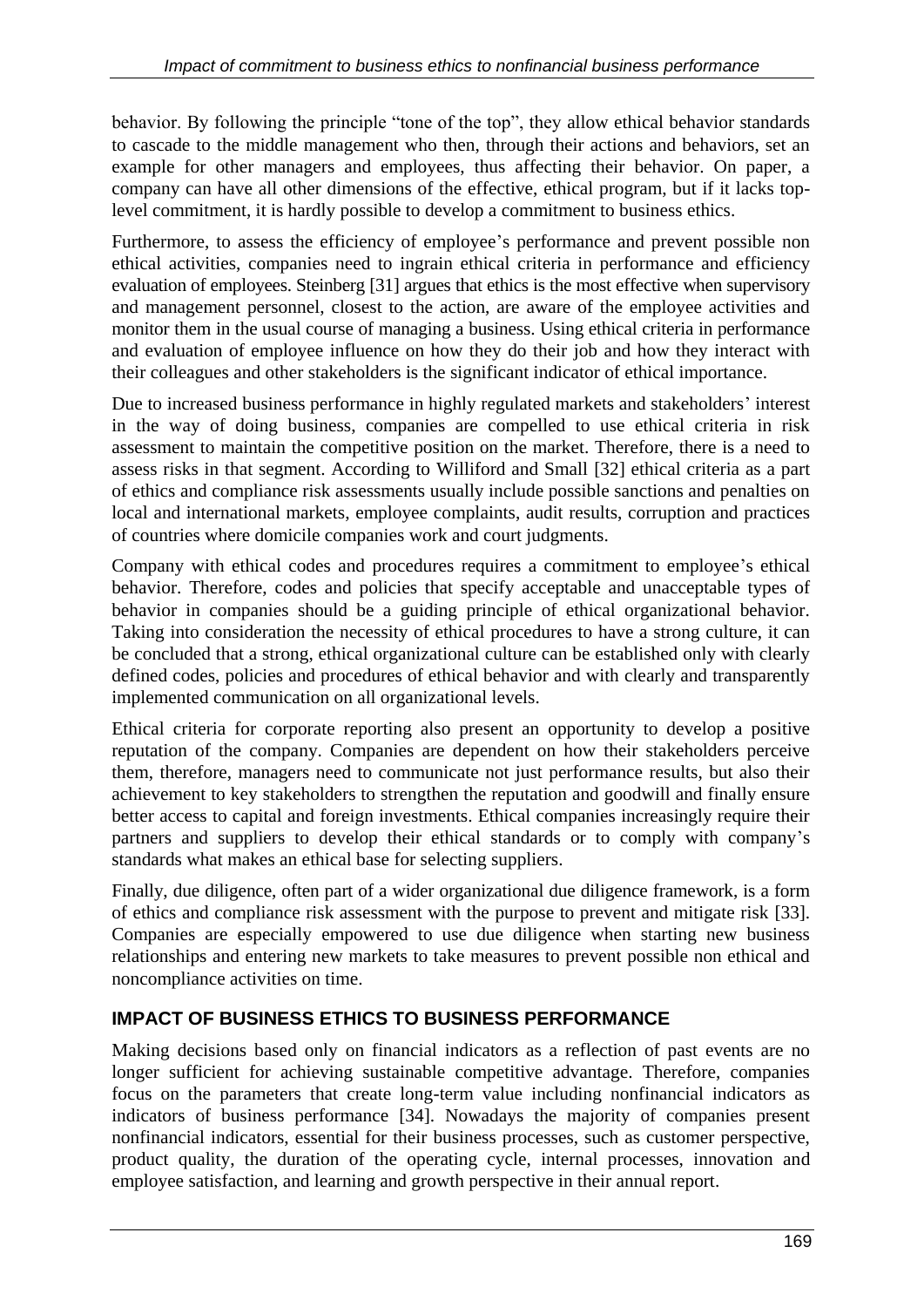behavior. By following the principle "tone of the top", they allow ethical behavior standards to cascade to the middle management who then, through their actions and behaviors, set an example for other managers and employees, thus affecting their behavior. On paper, a company can have all other dimensions of the effective, ethical program, but if it lacks top-level commitment, it is hardly possible to develop a commitment to business ethics.

Furthermore, to assess the efficiency of employee's performance and prevent possible non ethical activities, companies need to ingrain ethical criteria in performance and efficiency evaluation of employees. Steinberg [31] argues that ethics is the most effective when supervisory and management personnel, closest to the action, are aware of the employee activities and monitor them in the usual course of managing a business. Using ethical criteria in performance and evaluation of employee influence on how they do their job and how they interact with their colleagues and other stakeholders is the significant indicator of ethical importance.

Due to increased business performance in highly regulated markets and stakeholders' interest in the way of doing business, companies are compelled to use ethical criteria in risk assessment to maintain the competitive position on the market. Therefore, there is a need to assess risks in that segment. According to Williford and Small [32] ethical criteria as a part of ethics and compliance risk assessments usually include possible sanctions and penalties on local and international markets, employee complaints, audit results, corruption and practices of countries where domicile companies work and court judgments.

Company with ethical codes and procedures requires a commitment to employee's ethical behavior. Therefore, codes and policies that specify acceptable and unacceptable types of behavior in companies should be a guiding principle of ethical organizational behavior. Taking into consideration the necessity of ethical procedures to have a strong culture, it can be concluded that a strong, ethical organizational culture can be established only with clearly defined codes, policies and procedures of ethical behavior and with clearly and transparently implemented communication on all organizational levels.

Ethical criteria for corporate reporting also present an opportunity to develop a positive reputation of the company. Companies are dependent on how their stakeholders perceive them, therefore, managers need to communicate not just performance results, but also their achievement to key stakeholders to strengthen the reputation and goodwill and finally ensure better access to capital and foreign investments. Ethical companies increasingly require their partners and suppliers to develop their ethical standards or to comply with company's standards what makes an ethical base for selecting suppliers.

Finally, due diligence, often part of a wider organizational due diligence framework, is a form of ethics and compliance risk assessment with the purpose to prevent and mitigate risk [33]. Companies are especially empowered to use due diligence when starting new business relationships and entering new markets to take measures to prevent possible non ethical and noncompliance activities on time.

## IMPACT OF BUSINESS ETHICS TO BUSINESS PERFORMANCE

Making decisions based only on financial indicators as a reflection of past events are no longer sufficient for achieving sustainable competitive advantage. Therefore, companies focus on the parameters that create long-term value including nonfinancial indicators as indicators of business performance [34]. Nowadays the majority of companies present nonfinancial indicators, essential for their business processes, such as customer perspective, product quality, the duration of the operating cycle, internal processes, innovation and employee satisfaction, and learning and growth perspective in their annual report.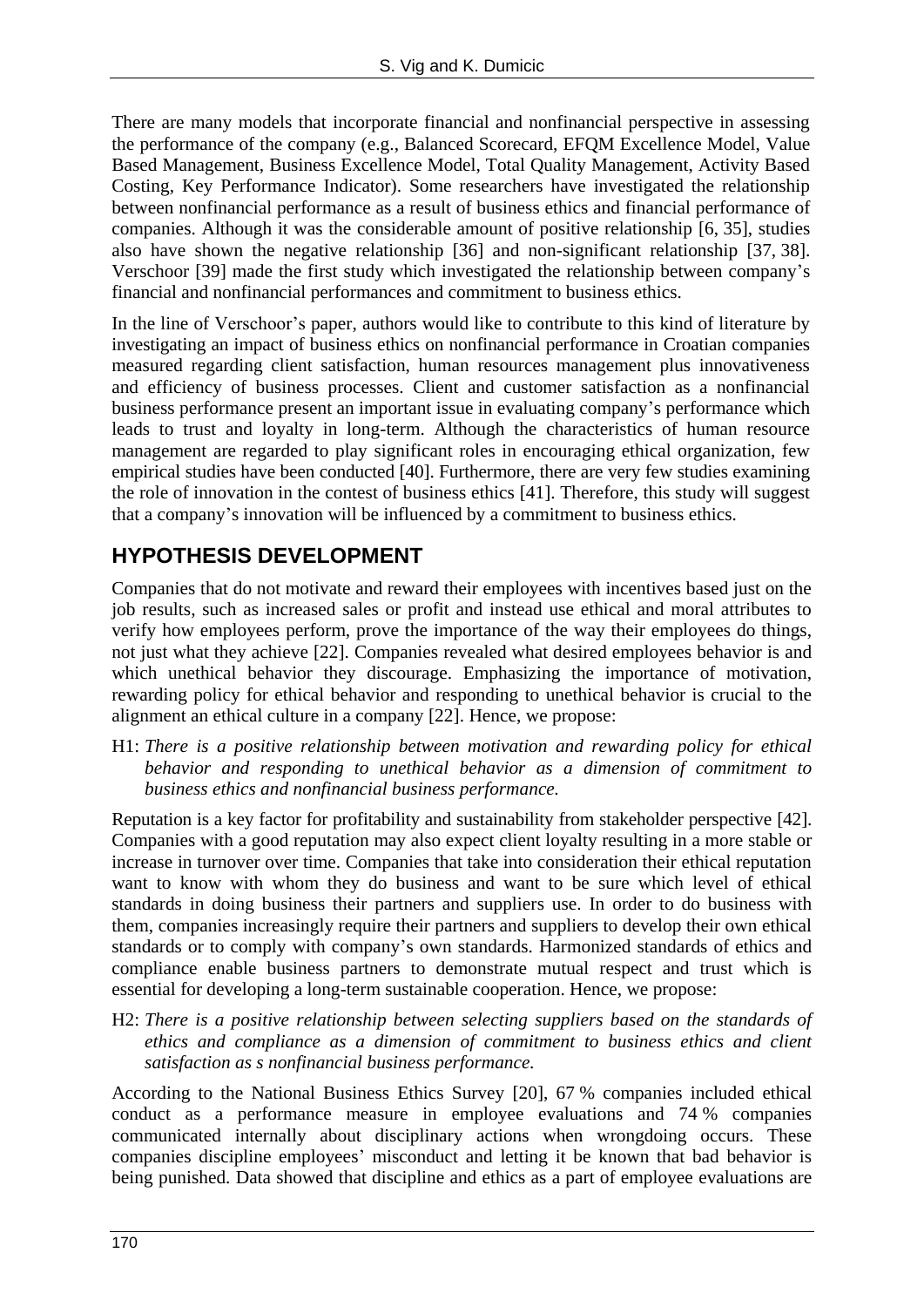There are many models that incorporate financial and nonfinancial perspective in assessing the performance of the company (e.g., Balanced Scorecard, EFQM Excellence Model, Value Based Management, Business Excellence Model, Total Quality Management, Activity Based Costing, Key Performance Indicator). Some researchers have investigated the relationship between nonfinancial performance as a result of business ethics and financial performance of companies. Although it was the considerable amount of positive relationship [6, 35], studies also have shown the negative relationship [36] and non-significant relationship [37, 38]. Verschoor [39] made the first study which investigated the relationship between company's financial and nonfinancial performances and commitment to business ethics.

In the line of Verschoor's paper, authors would like to contribute to this kind of literature by investigating an impact of business ethics on nonfinancial performance in Croatian companies measured regarding client satisfaction, human resources management plus innovativeness and efficiency of business processes. Client and customer satisfaction as a nonfinancial business performance present an important issue in evaluating company's performance which leads to trust and loyalty in long-term. Although the characteristics of human resource management are regarded to play significant roles in encouraging ethical organization, few empirical studies have been conducted [40]. Furthermore, there are very few studies examining the role of innovation in the contest of business ethics [41]. Therefore, this study will suggest that a company's innovation will be influenced by a commitment to business ethics.

## HYPOTHESIS DEVELOPMENT

Companies that do not motivate and reward their employees with incentives based just on the job results, such as increased sales or profit and instead use ethical and moral attributes to verify how employees perform, prove the importance of the way their employees do things, not just what they achieve [22]. Companies revealed what desired employees behavior is and which unethical behavior they discourage. Emphasizing the importance of motivation, rewarding policy for ethical behavior and responding to unethical behavior is crucial to the alignment an ethical culture in a company [22]. Hence, we propose:

H1: *There is a positive relationship between motivation and rewarding policy for ethical behavior and responding to unethical behavior as a dimension of commitment to business ethics and nonfinancial business performance.*

Reputation is a key factor for profitability and sustainability from stakeholder perspective [42]. Companies with a good reputation may also expect client loyalty resulting in a more stable or increase in turnover over time. Companies that take into consideration their ethical reputation want to know with whom they do business and want to be sure which level of ethical standards in doing business their partners and suppliers use. In order to do business with them, companies increasingly require their partners and suppliers to develop their own ethical standards or to comply with company's own standards. Harmonized standards of ethics and compliance enable business partners to demonstrate mutual respect and trust which is essential for developing a long-term sustainable cooperation. Hence, we propose:

H2: *There is a positive relationship between selecting suppliers based on the standards of ethics and compliance as a dimension of commitment to business ethics and client satisfaction as s nonfinancial business performance.*

According to the National Business Ethics Survey [20], 67 % companies included ethical conduct as a performance measure in employee evaluations and 74 % companies communicated internally about disciplinary actions when wrongdoing occurs. These companies discipline employees' misconduct and letting it be known that bad behavior is being punished. Data showed that discipline and ethics as a part of employee evaluations are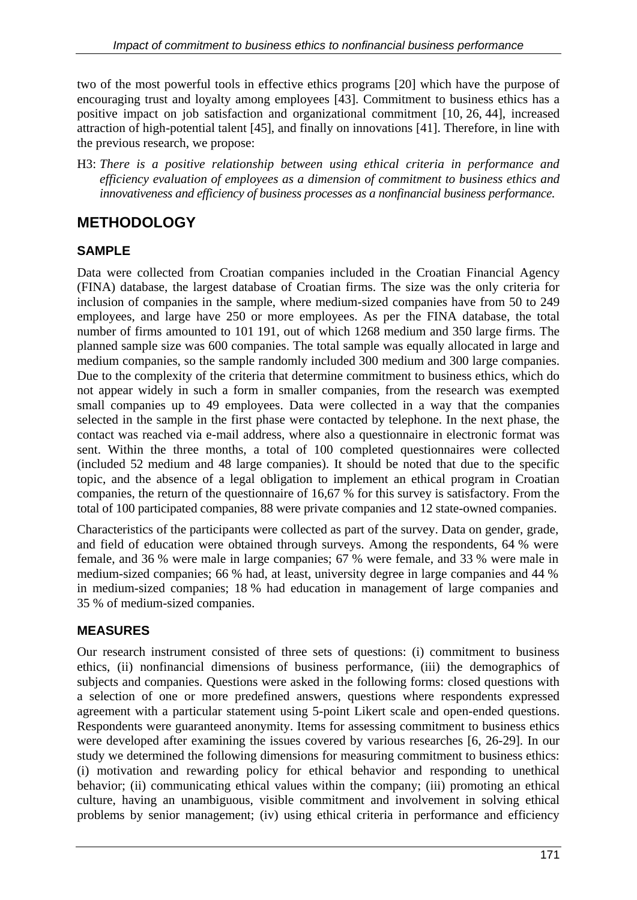two of the most powerful tools in effective ethics programs [20] which have the purpose of encouraging trust and loyalty among employees [43]. Commitment to business ethics has a positive impact on job satisfaction and organizational commitment [10, 26, 44], increased attraction of high-potential talent [45], and finally on innovations [41]. Therefore, in line with the previous research, we propose:

H3: *There is a positive relationship between using ethical criteria in performance and efficiency evaluation of employees as a dimension of commitment to business ethics and innovativeness and efficiency of business processes as a nonfinancial business performance.*

## METHODOLOGY

### SAMPLE

Data were collected from Croatian companies included in the Croatian Financial Agency (FINA) database, the largest database of Croatian firms. The size was the only criteria for inclusion of companies in the sample, where medium-sized companies have from 50 to 249 employees, and large have 250 or more employees. As per the FINA database, the total number of firms amounted to 101 191, out of which 1268 medium and 350 large firms. The planned sample size was 600 companies. The total sample was equally allocated in large and medium companies, so the sample randomly included 300 medium and 300 large companies. Due to the complexity of the criteria that determine commitment to business ethics, which do not appear widely in such a form in smaller companies, from the research was exempted small companies up to 49 employees. Data were collected in a way that the companies selected in the sample in the first phase were contacted by telephone. In the next phase, the contact was reached via e-mail address, where also a questionnaire in electronic format was sent. Within the three months, a total of 100 completed questionnaires were collected (included 52 medium and 48 large companies). It should be noted that due to the specific topic, and the absence of a legal obligation to implement an ethical program in Croatian companies, the return of the questionnaire of 16,67 % for this survey is satisfactory. From the total of 100 participated companies, 88 were private companies and 12 state-owned companies.

Characteristics of the participants were collected as part of the survey. Data on gender, grade, and field of education were obtained through surveys. Among the respondents, 64 % were female, and 36 % were male in large companies; 67 % were female, and 33 % were male in medium-sized companies; 66 % had, at least, university degree in large companies and 44 % in medium-sized companies; 18 % had education in management of large companies and 35 % of medium-sized companies.

### MEASURES

Our research instrument consisted of three sets of questions: (i) commitment to business ethics, (ii) nonfinancial dimensions of business performance, (iii) the demographics of subjects and companies. Questions were asked in the following forms: closed questions with a selection of one or more predefined answers, questions where respondents expressed agreement with a particular statement using 5-point Likert scale and open-ended questions. Respondents were guaranteed anonymity. Items for assessing commitment to business ethics were developed after examining the issues covered by various researches [6, 26-29]. In our study we determined the following dimensions for measuring commitment to business ethics: (i) motivation and rewarding policy for ethical behavior and responding to unethical behavior; (ii) communicating ethical values within the company; (iii) promoting an ethical culture, having an unambiguous, visible commitment and involvement in solving ethical problems by senior management; (iv) using ethical criteria in performance and efficiency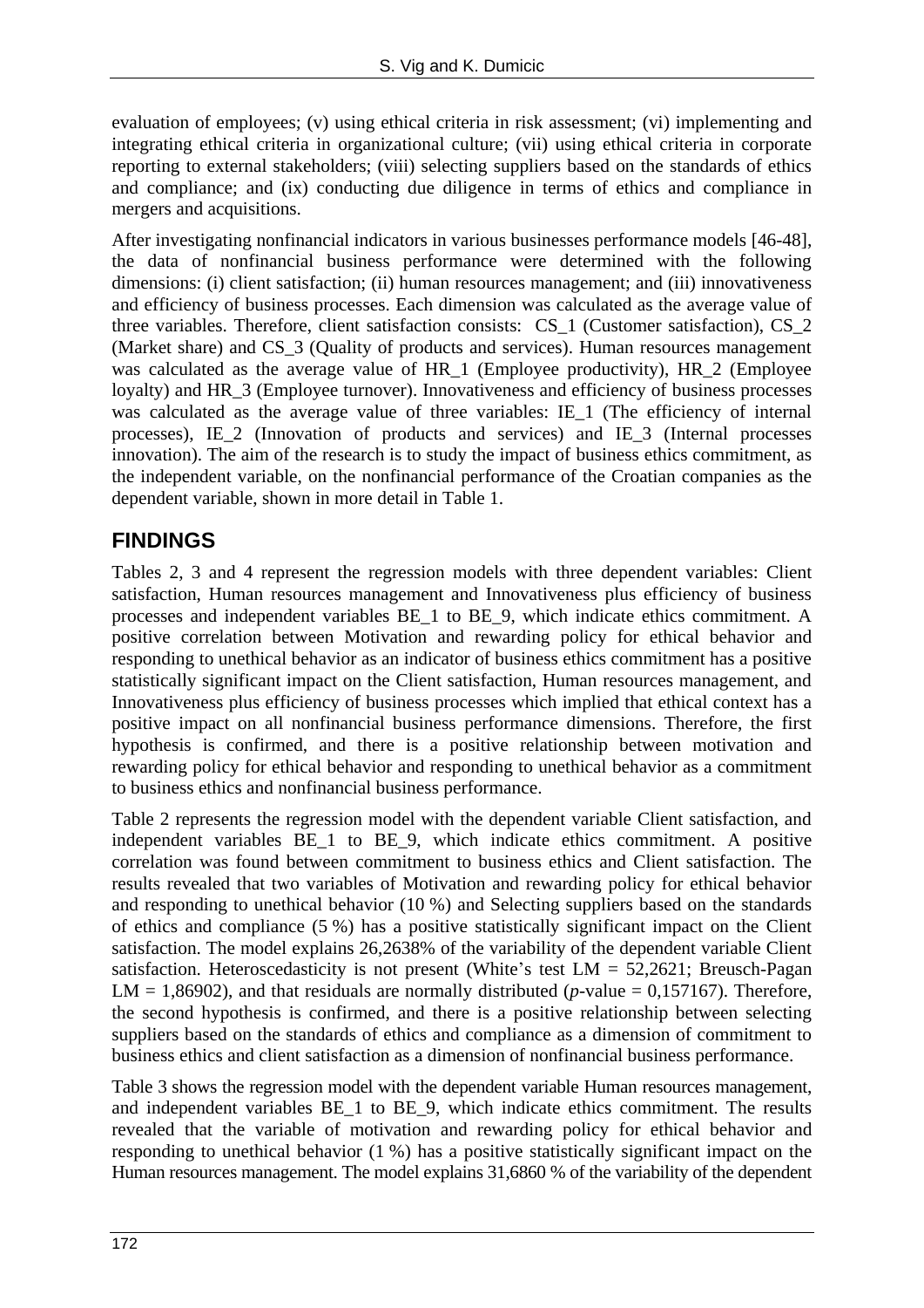evaluation of employees; (v) using ethical criteria in risk assessment; (vi) implementing and integrating ethical criteria in organizational culture; (vii) using ethical criteria in corporate reporting to external stakeholders; (viii) selecting suppliers based on the standards of ethics and compliance; and (ix) conducting due diligence in terms of ethics and compliance in mergers and acquisitions.

After investigating nonfinancial indicators in various businesses performance models [46-48], the data of nonfinancial business performance were determined with the following dimensions: (i) client satisfaction; (ii) human resources management; and (iii) innovativeness and efficiency of business processes. Each dimension was calculated as the average value of three variables. Therefore, client satisfaction consists: CS_1 (Customer satisfaction), CS_2 (Market share) and CS_3 (Quality of products and services). Human resources management was calculated as the average value of HR_1 (Employee productivity), HR_2 (Employee loyalty) and HR_3 (Employee turnover). Innovativeness and efficiency of business processes was calculated as the average value of three variables: IE_1 (The efficiency of internal processes), IE_2 (Innovation of products and services) and IE_3 (Internal processes innovation). The aim of the research is to study the impact of business ethics commitment, as the independent variable, on the nonfinancial performance of the Croatian companies as the dependent variable, shown in more detail in Table 1.

## FINDINGS

Tables 2, 3 and 4 represent the regression models with three dependent variables: Client satisfaction, Human resources management and Innovativeness plus efficiency of business processes and independent variables BE_1 to BE_9, which indicate ethics commitment. A positive correlation between Motivation and rewarding policy for ethical behavior and responding to unethical behavior as an indicator of business ethics commitment has a positive statistically significant impact on the Client satisfaction, Human resources management, and Innovativeness plus efficiency of business processes which implied that ethical context has a positive impact on all nonfinancial business performance dimensions. Therefore, the first hypothesis is confirmed, and there is a positive relationship between motivation and rewarding policy for ethical behavior and responding to unethical behavior as a commitment to business ethics and nonfinancial business performance.

Table 2 represents the regression model with the dependent variable Client satisfaction, and independent variables BE_1 to BE_9, which indicate ethics commitment. A positive correlation was found between commitment to business ethics and Client satisfaction. The results revealed that two variables of Motivation and rewarding policy for ethical behavior and responding to unethical behavior (10 %) and Selecting suppliers based on the standards of ethics and compliance (5 %) has a positive statistically significant impact on the Client satisfaction. The model explains 26,2638% of the variability of the dependent variable Client satisfaction. Heteroscedasticity is not present (White's test LM = 52,2621; Breusch-Pagan LM = 1,86902), and that residuals are normally distributed (*p*-value = 0,157167). Therefore, the second hypothesis is confirmed, and there is a positive relationship between selecting suppliers based on the standards of ethics and compliance as a dimension of commitment to business ethics and client satisfaction as a dimension of nonfinancial business performance.

Table 3 shows the regression model with the dependent variable Human resources management, and independent variables BE_1 to BE_9, which indicate ethics commitment. The results revealed that the variable of motivation and rewarding policy for ethical behavior and responding to unethical behavior (1 %) has a positive statistically significant impact on the Human resources management. The model explains 31,6860 % of the variability of the dependent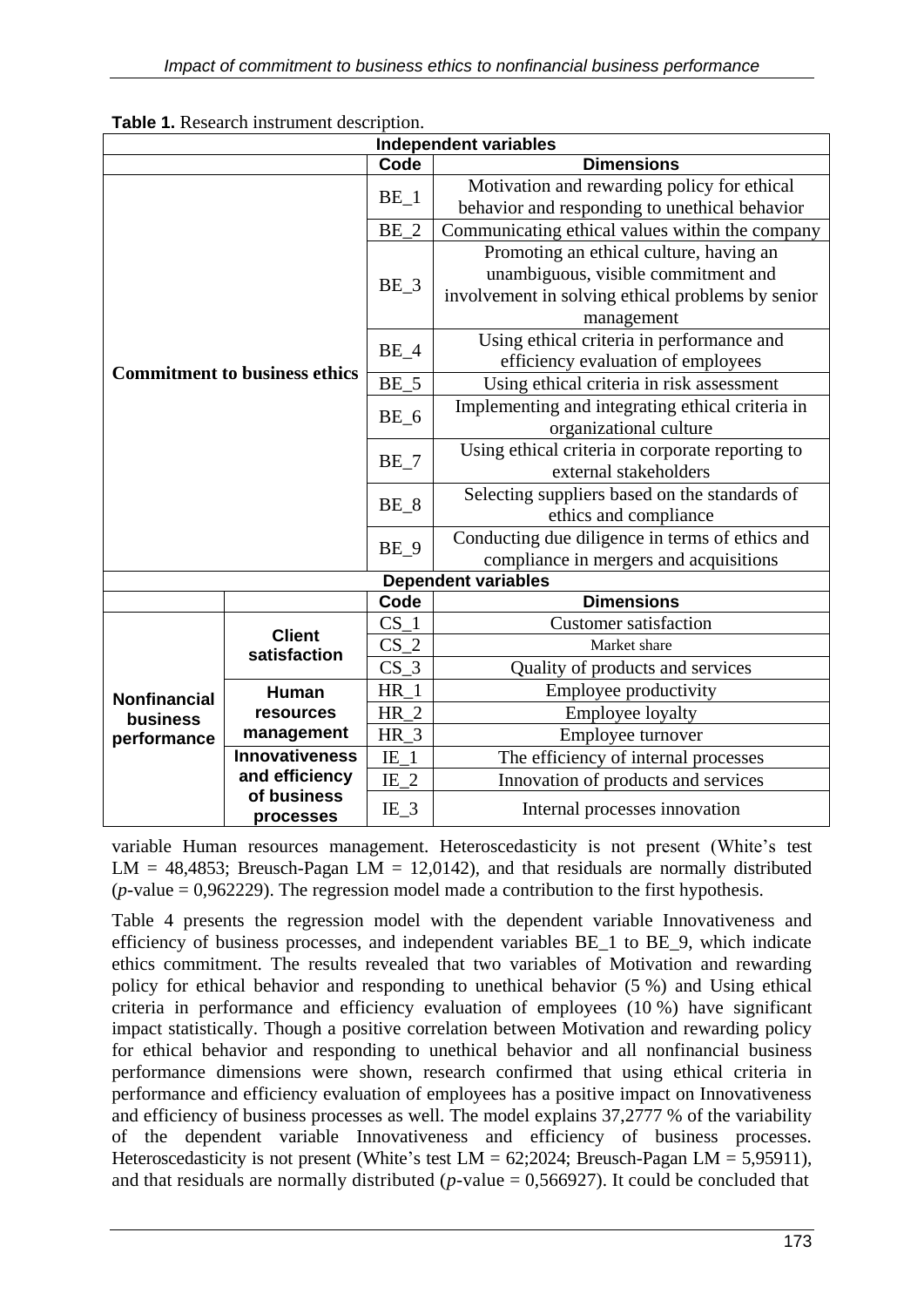**Table 1.** Research instrument description.

| Independent variables | | | |
|---|---|---|---|
| | | **Code** | **Dimensions** |
| **Commitment to business ethics** | | BE_1 | Motivation and rewarding policy for ethical behavior and responding to unethical behavior |
| | | BE_2 | Communicating ethical values within the company |
| | | BE_3 | Promoting an ethical culture, having an unambiguous, visible commitment and involvement in solving ethical problems by senior management |
| | | BE_4 | Using ethical criteria in performance and efficiency evaluation of employees |
| | | BE_5 | Using ethical criteria in risk assessment |
| | | BE_6 | Implementing and integrating ethical criteria in organizational culture |
| | | BE_7 | Using ethical criteria in corporate reporting to external stakeholders |
| | | BE_8 | Selecting suppliers based on the standards of ethics and compliance |
| | | BE_9 | Conducting due diligence in terms of ethics and compliance in mergers and acquisitions |
| **Dependent variables** | | | |
| | | **Code** | **Dimensions** |
| **Nonfinancial business performance** | **Client satisfaction** | CS_1 | Customer satisfaction |
| | | CS_2 | Market share |
| | | CS_3 | Quality of products and services |
| | **Human resources management** | HR_1 | Employee productivity |
| | | HR_2 | Employee loyalty |
| | | HR_3 | Employee turnover |
| | **Innovativeness and efficiency of business processes** | IE_1 | The efficiency of internal processes |
| | | IE_2 | Innovation of products and services |
| | | IE_3 | Internal processes innovation |

variable Human resources management. Heteroscedasticity is not present (White's test LM = 48,4853; Breusch-Pagan LM = 12,0142), and that residuals are normally distributed (*p*-value = 0,962229). The regression model made a contribution to the first hypothesis.

Table 4 presents the regression model with the dependent variable Innovativeness and efficiency of business processes, and independent variables BE_1 to BE_9, which indicate ethics commitment. The results revealed that two variables of Motivation and rewarding policy for ethical behavior and responding to unethical behavior (5 %) and Using ethical criteria in performance and efficiency evaluation of employees (10 %) have significant impact statistically. Though a positive correlation between Motivation and rewarding policy for ethical behavior and responding to unethical behavior and all nonfinancial business performance dimensions were shown, research confirmed that using ethical criteria in performance and efficiency evaluation of employees has a positive impact on Innovativeness and efficiency of business processes as well. The model explains 37,2777 % of the variability of the dependent variable Innovativeness and efficiency of business processes. Heteroscedasticity is not present (White's test LM = 62;2024; Breusch-Pagan LM = 5,95911), and that residuals are normally distributed (*p*-value = 0,566927). It could be concluded that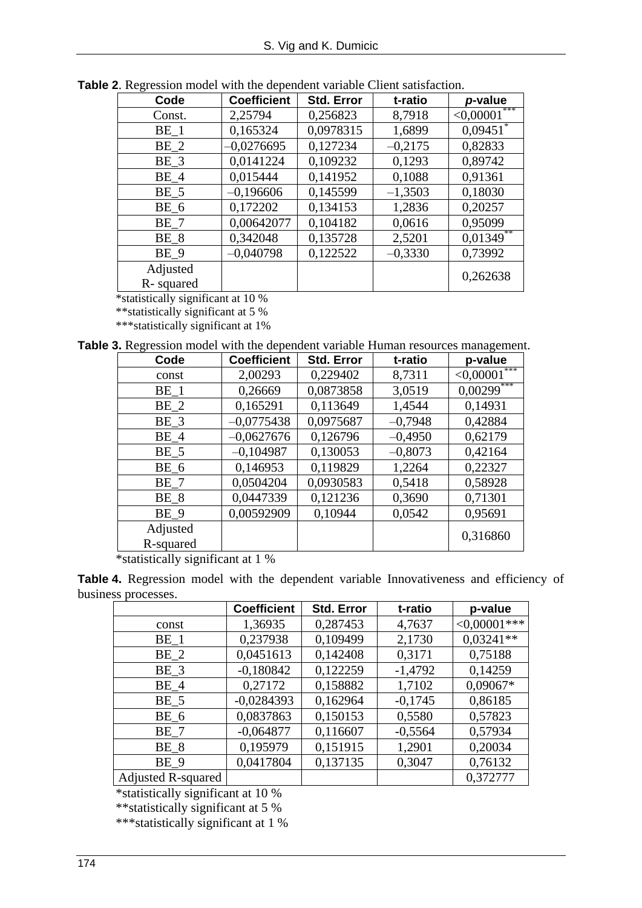**Table 2**. Regression model with the dependent variable Client satisfaction.

| Code | Coefficient | Std. Error | t-ratio | *p*-value |
|---|---|---|---|---|
| Const. | 2,25794 | 0,256823 | 8,7918 | <0,00001*** |
| BE_1 | 0,165324 | 0,0978315 | 1,6899 | 0,09451* |
| BE_2 | –0,0276695 | 0,127234 | –0,2175 | 0,82833 |
| BE_3 | 0,0141224 | 0,109232 | 0,1293 | 0,89742 |
| BE_4 | 0,015444 | 0,141952 | 0,1088 | 0,91361 |
| BE_5 | –0,196606 | 0,145599 | –1,3503 | 0,18030 |
| BE_6 | 0,172202 | 0,134153 | 1,2836 | 0,20257 |
| BE_7 | 0,00642077 | 0,104182 | 0,0616 | 0,95099 |
| BE_8 | 0,342048 | 0,135728 | 2,5201 | 0,01349** |
| BE_9 | –0,040798 | 0,122522 | –0,3330 | 0,73992 |
| Adjusted R- squared | | | | 0,262638 |

*statistically significant at 10 %

**statistically significant at 5 %

***statistically significant at 1%

**Table 3.** Regression model with the dependent variable Human resources management.

| Code | Coefficient | Std. Error | t-ratio | p-value |
|---|---|---|---|---|
| const | 2,00293 | 0,229402 | 8,7311 | <0,00001*** |
| BE_1 | 0,26669 | 0,0873858 | 3,0519 | 0,00299*** |
| BE_2 | 0,165291 | 0,113649 | 1,4544 | 0,14931 |
| BE_3 | –0,0775438 | 0,0975687 | –0,7948 | 0,42884 |
| BE_4 | –0,0627676 | 0,126796 | –0,4950 | 0,62179 |
| BE_5 | –0,104987 | 0,130053 | –0,8073 | 0,42164 |
| BE_6 | 0,146953 | 0,119829 | 1,2264 | 0,22327 |
| BE_7 | 0,0504204 | 0,0930583 | 0,5418 | 0,58928 |
| BE_8 | 0,0447339 | 0,121236 | 0,3690 | 0,71301 |
| BE_9 | 0,00592909 | 0,10944 | 0,0542 | 0,95691 |
| Adjusted R-squared | | | | 0,316860 |

*statistically significant at 1 %

**Table 4.** Regression model with the dependent variable Innovativeness and efficiency of business processes.

| | Coefficient | Std. Error | t-ratio | p-value |
|---|---|---|---|---|
| const | 1,36935 | 0,287453 | 4,7637 | <0,00001*** |
| BE_1 | 0,237938 | 0,109499 | 2,1730 | 0,03241** |
| BE_2 | 0,0451613 | 0,142408 | 0,3171 | 0,75188 |
| BE_3 | -0,180842 | 0,122259 | -1,4792 | 0,14259 |
| BE_4 | 0,27172 | 0,158882 | 1,7102 | 0,09067* |
| BE_5 | -0,0284393 | 0,162964 | -0,1745 | 0,86185 |
| BE_6 | 0,0837863 | 0,150153 | 0,5580 | 0,57823 |
| BE_7 | -0,064877 | 0,116607 | -0,5564 | 0,57934 |
| BE_8 | 0,195979 | 0,151915 | 1,2901 | 0,20034 |
| BE_9 | 0,0417804 | 0,137135 | 0,3047 | 0,76132 |
| Adjusted R-squared | | | | 0,372777 |

*statistically significant at 10 %

**statistically significant at 5 %

***statistically significant at 1 %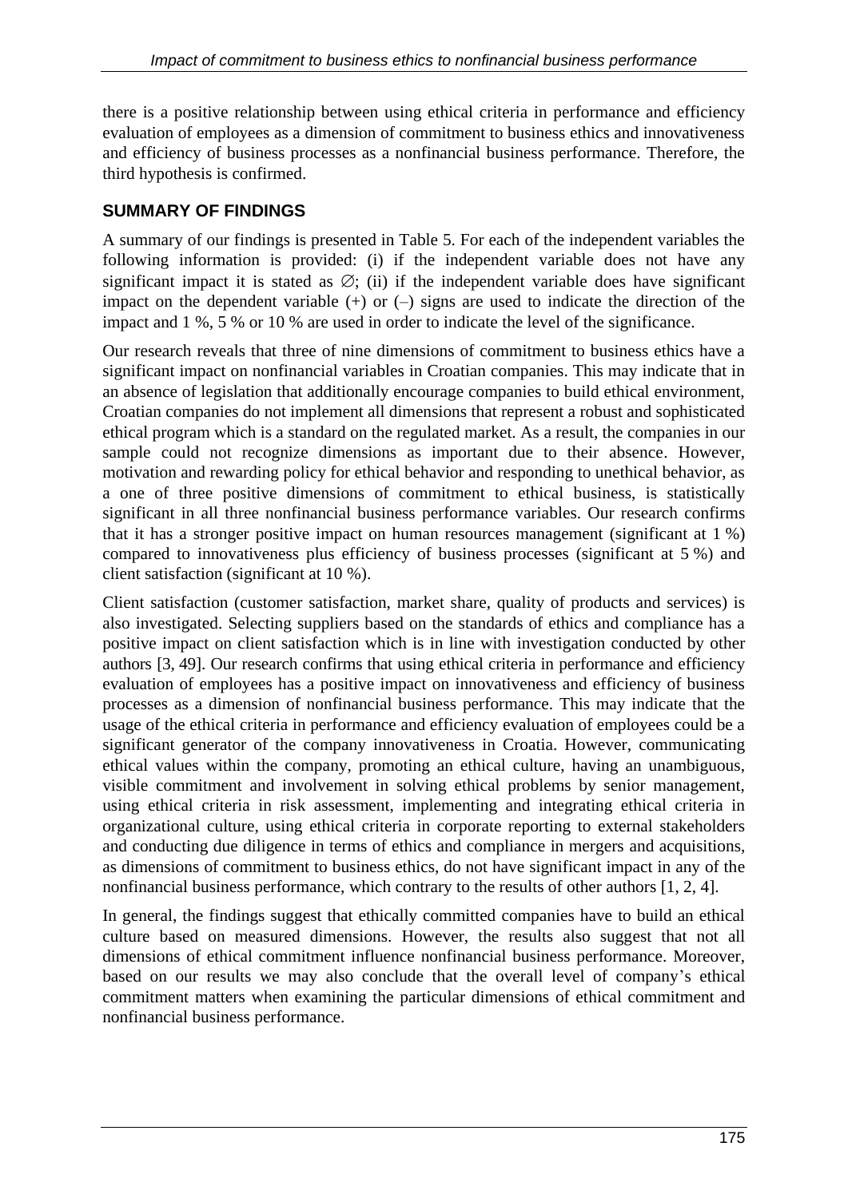there is a positive relationship between using ethical criteria in performance and efficiency evaluation of employees as a dimension of commitment to business ethics and innovativeness and efficiency of business processes as a nonfinancial business performance. Therefore, the third hypothesis is confirmed.

## SUMMARY OF FINDINGS

A summary of our findings is presented in Table 5. For each of the independent variables the following information is provided: (i) if the independent variable does not have any significant impact it is stated as $\varnothing$; (ii) if the independent variable does have significant impact on the dependent variable (+) or (–) signs are used to indicate the direction of the impact and 1 %, 5 % or 10 % are used in order to indicate the level of the significance.

Our research reveals that three of nine dimensions of commitment to business ethics have a significant impact on nonfinancial variables in Croatian companies. This may indicate that in an absence of legislation that additionally encourage companies to build ethical environment, Croatian companies do not implement all dimensions that represent a robust and sophisticated ethical program which is a standard on the regulated market. As a result, the companies in our sample could not recognize dimensions as important due to their absence. However, motivation and rewarding policy for ethical behavior and responding to unethical behavior, as a one of three positive dimensions of commitment to ethical business, is statistically significant in all three nonfinancial business performance variables. Our research confirms that it has a stronger positive impact on human resources management (significant at 1 %) compared to innovativeness plus efficiency of business processes (significant at 5 %) and client satisfaction (significant at 10 %).

Client satisfaction (customer satisfaction, market share, quality of products and services) is also investigated. Selecting suppliers based on the standards of ethics and compliance has a positive impact on client satisfaction which is in line with investigation conducted by other authors [3, 49]. Our research confirms that using ethical criteria in performance and efficiency evaluation of employees has a positive impact on innovativeness and efficiency of business processes as a dimension of nonfinancial business performance. This may indicate that the usage of the ethical criteria in performance and efficiency evaluation of employees could be a significant generator of the company innovativeness in Croatia. However, communicating ethical values within the company, promoting an ethical culture, having an unambiguous, visible commitment and involvement in solving ethical problems by senior management, using ethical criteria in risk assessment, implementing and integrating ethical criteria in organizational culture, using ethical criteria in corporate reporting to external stakeholders and conducting due diligence in terms of ethics and compliance in mergers and acquisitions, as dimensions of commitment to business ethics, do not have significant impact in any of the nonfinancial business performance, which contrary to the results of other authors [1, 2, 4].

In general, the findings suggest that ethically committed companies have to build an ethical culture based on measured dimensions. However, the results also suggest that not all dimensions of ethical commitment influence nonfinancial business performance. Moreover, based on our results we may also conclude that the overall level of company's ethical commitment matters when examining the particular dimensions of ethical commitment and nonfinancial business performance.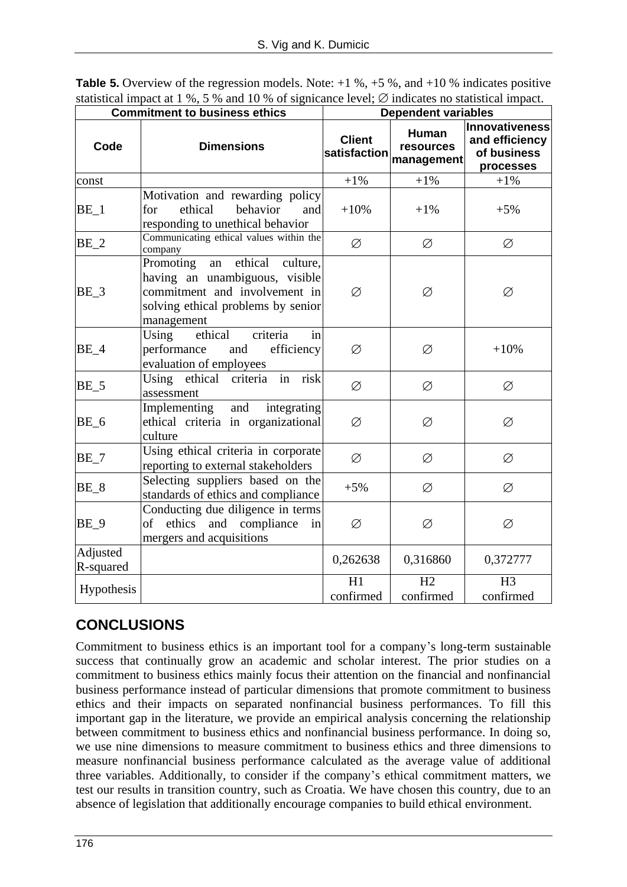**Table 5.** Overview of the regression models. Note: +1 %, +5 %, and +10 % indicates positive statistical impact at 1 %, 5 % and 10 % of signicance level; ∅ indicates no statistical impact.

| Commitment to business ethics | | Dependent variables | | |
|---|---|---|---|---|
| **Code** | **Dimensions** | **Client satisfaction** | **Human resources management** | **Innovativeness and efficiency of business processes** |
| const | | +1% | +1% | +1% |
| BE_1 | Motivation and rewarding policy for ethical behavior and responding to unethical behavior | +10% | +1% | +5% |
| BE_2 | Communicating ethical values within the company | ∅ | ∅ | ∅ |
| BE_3 | Promoting an ethical culture, having an unambiguous, visible commitment and involvement in solving ethical problems by senior management | ∅ | ∅ | ∅ |
| BE_4 | Using ethical criteria in performance and efficiency evaluation of employees | ∅ | ∅ | +10% |
| BE_5 | Using ethical criteria in risk assessment | ∅ | ∅ | ∅ |
| BE_6 | Implementing and integrating ethical criteria in organizational culture | ∅ | ∅ | ∅ |
| BE_7 | Using ethical criteria in corporate reporting to external stakeholders | ∅ | ∅ | ∅ |
| BE_8 | Selecting suppliers based on the standards of ethics and compliance | +5% | ∅ | ∅ |
| BE_9 | Conducting due diligence in terms of ethics and compliance in mergers and acquisitions | ∅ | ∅ | ∅ |
| Adjusted R-squared | | 0,262638 | 0,316860 | 0,372777 |
| Hypothesis | | H1 confirmed | H2 confirmed | H3 confirmed |

## CONCLUSIONS

Commitment to business ethics is an important tool for a company's long-term sustainable success that continually grow an academic and scholar interest. The prior studies on a commitment to business ethics mainly focus their attention on the financial and nonfinancial business performance instead of particular dimensions that promote commitment to business ethics and their impacts on separated nonfinancial business performances. To fill this important gap in the literature, we provide an empirical analysis concerning the relationship between commitment to business ethics and nonfinancial business performance. In doing so, we use nine dimensions to measure commitment to business ethics and three dimensions to measure nonfinancial business performance calculated as the average value of additional three variables. Additionally, to consider if the company's ethical commitment matters, we test our results in transition country, such as Croatia. We have chosen this country, due to an absence of legislation that additionally encourage companies to build ethical environment.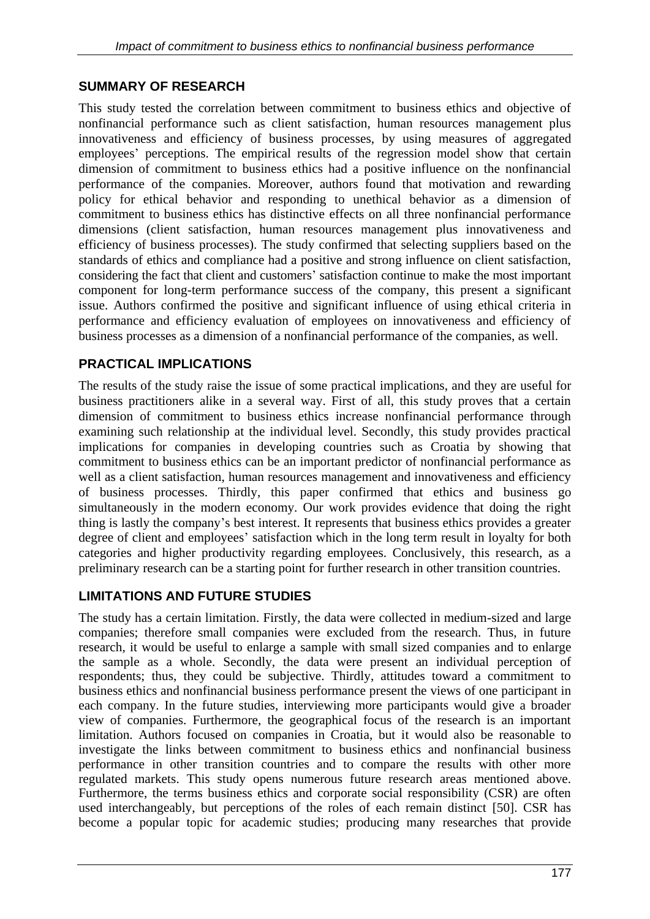## SUMMARY OF RESEARCH

This study tested the correlation between commitment to business ethics and objective of nonfinancial performance such as client satisfaction, human resources management plus innovativeness and efficiency of business processes, by using measures of aggregated employees' perceptions. The empirical results of the regression model show that certain dimension of commitment to business ethics had a positive influence on the nonfinancial performance of the companies. Moreover, authors found that motivation and rewarding policy for ethical behavior and responding to unethical behavior as a dimension of commitment to business ethics has distinctive effects on all three nonfinancial performance dimensions (client satisfaction, human resources management plus innovativeness and efficiency of business processes). The study confirmed that selecting suppliers based on the standards of ethics and compliance had a positive and strong influence on client satisfaction, considering the fact that client and customers' satisfaction continue to make the most important component for long-term performance success of the company, this present a significant issue. Authors confirmed the positive and significant influence of using ethical criteria in performance and efficiency evaluation of employees on innovativeness and efficiency of business processes as a dimension of a nonfinancial performance of the companies, as well.

## PRACTICAL IMPLICATIONS

The results of the study raise the issue of some practical implications, and they are useful for business practitioners alike in a several way. First of all, this study proves that a certain dimension of commitment to business ethics increase nonfinancial performance through examining such relationship at the individual level. Secondly, this study provides practical implications for companies in developing countries such as Croatia by showing that commitment to business ethics can be an important predictor of nonfinancial performance as well as a client satisfaction, human resources management and innovativeness and efficiency of business processes. Thirdly, this paper confirmed that ethics and business go simultaneously in the modern economy. Our work provides evidence that doing the right thing is lastly the company's best interest. It represents that business ethics provides a greater degree of client and employees' satisfaction which in the long term result in loyalty for both categories and higher productivity regarding employees. Conclusively, this research, as a preliminary research can be a starting point for further research in other transition countries.

## LIMITATIONS AND FUTURE STUDIES

The study has a certain limitation. Firstly, the data were collected in medium-sized and large companies; therefore small companies were excluded from the research. Thus, in future research, it would be useful to enlarge a sample with small sized companies and to enlarge the sample as a whole. Secondly, the data were present an individual perception of respondents; thus, they could be subjective. Thirdly, attitudes toward a commitment to business ethics and nonfinancial business performance present the views of one participant in each company. In the future studies, interviewing more participants would give a broader view of companies. Furthermore, the geographical focus of the research is an important limitation. Authors focused on companies in Croatia, but it would also be reasonable to investigate the links between commitment to business ethics and nonfinancial business performance in other transition countries and to compare the results with other more regulated markets. This study opens numerous future research areas mentioned above. Furthermore, the terms business ethics and corporate social responsibility (CSR) are often used interchangeably, but perceptions of the roles of each remain distinct [50]. CSR has become a popular topic for academic studies; producing many researches that provide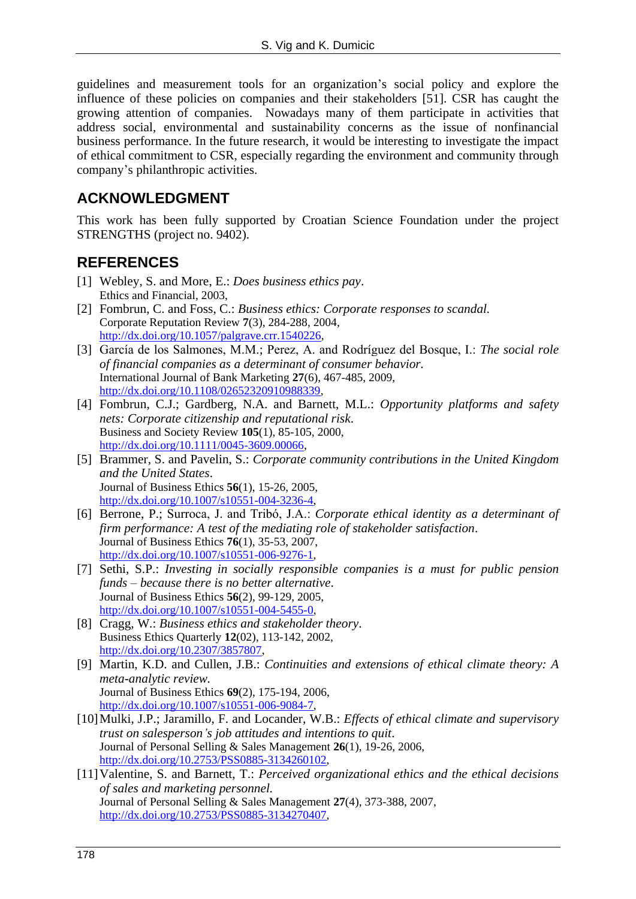guidelines and measurement tools for an organization's social policy and explore the influence of these policies on companies and their stakeholders [51]. CSR has caught the growing attention of companies. Nowadays many of them participate in activities that address social, environmental and sustainability concerns as the issue of nonfinancial business performance. In the future research, it would be interesting to investigate the impact of ethical commitment to CSR, especially regarding the environment and community through company's philanthropic activities.

## ACKNOWLEDGMENT

This work has been fully supported by Croatian Science Foundation under the project STRENGTHS (project no. 9402).

## REFERENCES

[1] Webley, S. and More, E.: *Does business ethics pay*.
Ethics and Financial, 2003,

[2] Fombrun, C. and Foss, C.: *Business ethics: Corporate responses to scandal.*
Corporate Reputation Review **7**(3), 284-288, 2004,
http://dx.doi.org/10.1057/palgrave.crr.1540226,

[3] García de los Salmones, M.M.; Perez, A. and Rodríguez del Bosque, I.: *The social role of financial companies as a determinant of consumer behavior.*
International Journal of Bank Marketing **27**(6), 467-485, 2009,
http://dx.doi.org/10.1108/02652320910988339,

[4] Fombrun, C.J.; Gardberg, N.A. and Barnett, M.L.: *Opportunity platforms and safety nets: Corporate citizenship and reputational risk*.
Business and Society Review **105**(1), 85-105, 2000,
http://dx.doi.org/10.1111/0045-3609.00066,

[5] Brammer, S. and Pavelin, S.: *Corporate community contributions in the United Kingdom and the United States*.
Journal of Business Ethics **56**(1), 15-26, 2005,
http://dx.doi.org/10.1007/s10551-004-3236-4,

[6] Berrone, P.; Surroca, J. and Tribó, J.A.: *Corporate ethical identity as a determinant of firm performance: A test of the mediating role of stakeholder satisfaction*.
Journal of Business Ethics **76**(1), 35-53, 2007,
http://dx.doi.org/10.1007/s10551-006-9276-1,

[7] Sethi, S.P.: *Investing in socially responsible companies is a must for public pension funds – because there is no better alternative*.
Journal of Business Ethics **56**(2), 99-129, 2005,
http://dx.doi.org/10.1007/s10551-004-5455-0,

[8] Cragg, W.: *Business ethics and stakeholder theory*.
Business Ethics Quarterly **12**(02), 113-142, 2002,
http://dx.doi.org/10.2307/3857807,

[9] Martin, K.D. and Cullen, J.B.: *Continuities and extensions of ethical climate theory: A meta-analytic review.*
Journal of Business Ethics **69**(2), 175-194, 2006,
http://dx.doi.org/10.1007/s10551-006-9084-7,

[10] Mulki, J.P.; Jaramillo, F. and Locander, W.B.: *Effects of ethical climate and supervisory trust on salesperson's job attitudes and intentions to quit*.
Journal of Personal Selling & Sales Management **26**(1), 19-26, 2006,
http://dx.doi.org/10.2753/PSS0885-3134260102,

[11] Valentine, S. and Barnett, T.: *Perceived organizational ethics and the ethical decisions of sales and marketing personnel.*
Journal of Personal Selling & Sales Management **27**(4), 373-388, 2007,
http://dx.doi.org/10.2753/PSS0885-3134270407,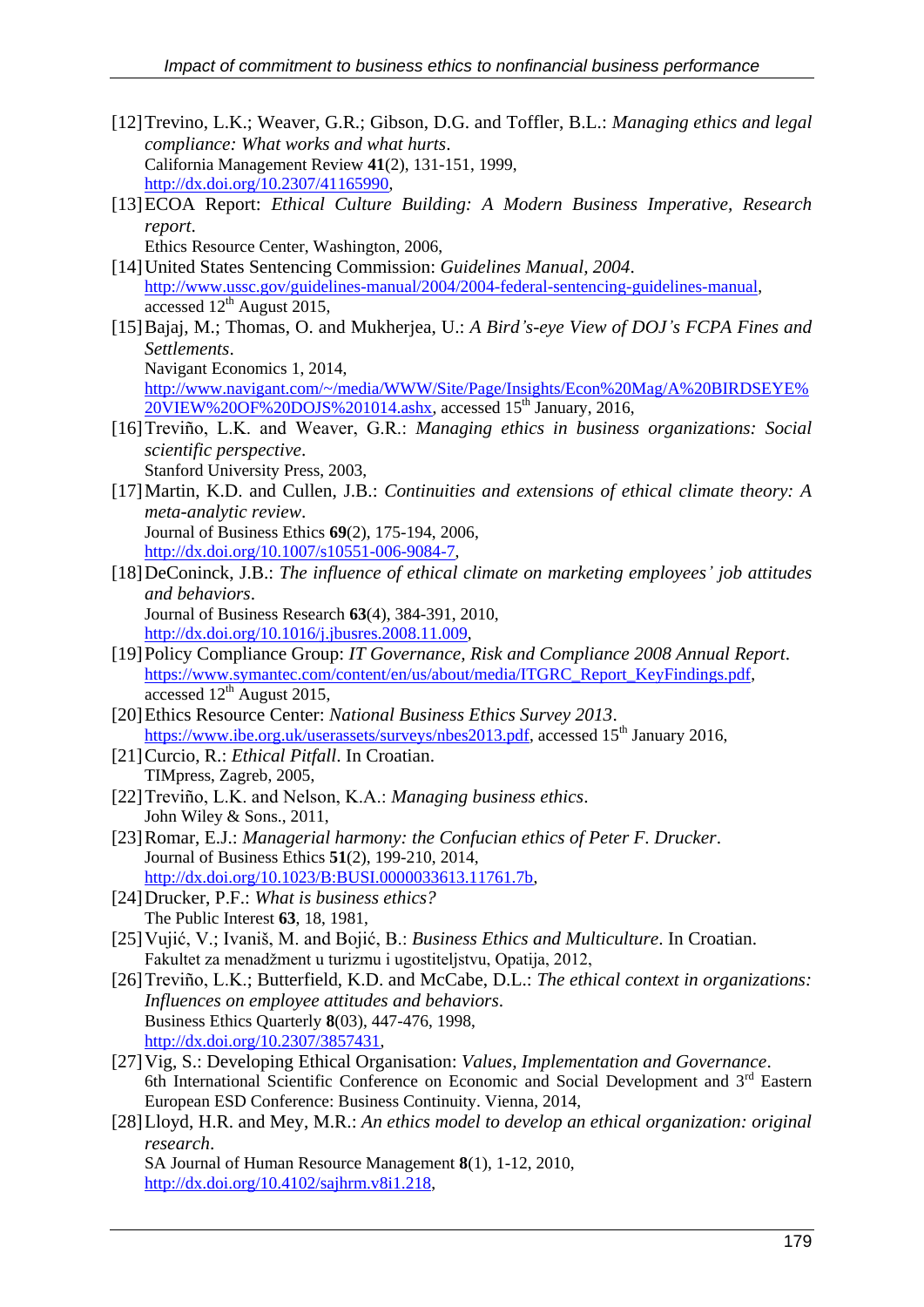[12] Trevino, L.K.; Weaver, G.R.; Gibson, D.G. and Toffler, B.L.: *Managing ethics and legal compliance: What works and what hurts*.
California Management Review **41**(2), 131-151, 1999,
http://dx.doi.org/10.2307/41165990,

[13] ECOA Report: *Ethical Culture Building: A Modern Business Imperative, Research report*.
Ethics Resource Center, Washington, 2006,

[14] United States Sentencing Commission: *Guidelines Manual, 2004*.
http://www.ussc.gov/guidelines-manual/2004/2004-federal-sentencing-guidelines-manual, accessed 12th August 2015,

[15] Bajaj, M.; Thomas, O. and Mukherjea, U.: *A Bird's-eye View of DOJ's FCPA Fines and Settlements*.
Navigant Economics 1, 2014,
http://www.navigant.com/~/media/WWW/Site/Page/Insights/Econ%20Mag/A%20BIRDSEYE%20VIEW%20OF%20DOJS%201014.ashx, accessed 15th January, 2016,

[16] Treviño, L.K. and Weaver, G.R.: *Managing ethics in business organizations: Social scientific perspective*.
Stanford University Press, 2003,

[17] Martin, K.D. and Cullen, J.B.: *Continuities and extensions of ethical climate theory: A meta-analytic review*.
Journal of Business Ethics **69**(2), 175-194, 2006,
http://dx.doi.org/10.1007/s10551-006-9084-7,

[18] DeConinck, J.B.: *The influence of ethical climate on marketing employees' job attitudes and behaviors*.
Journal of Business Research **63**(4), 384-391, 2010,
http://dx.doi.org/10.1016/j.jbusres.2008.11.009,

[19] Policy Compliance Group: *IT Governance, Risk and Compliance 2008 Annual Report*.
https://www.symantec.com/content/en/us/about/media/ITGRC_Report_KeyFindings.pdf, accessed 12th August 2015,

[20] Ethics Resource Center: *National Business Ethics Survey 2013*.
https://www.ibe.org.uk/userassets/surveys/nbes2013.pdf, accessed 15th January 2016,

[21] Curcio, R.: *Ethical Pitfall*. In Croatian.
TIMpress, Zagreb, 2005,

[22] Treviño, L.K. and Nelson, K.A.: *Managing business ethics*.
John Wiley & Sons., 2011,

[23] Romar, E.J.: *Managerial harmony: the Confucian ethics of Peter F. Drucker*.
Journal of Business Ethics **51**(2), 199-210, 2014,
http://dx.doi.org/10.1023/B:BUSI.0000033613.11761.7b,

[24] Drucker, P.F.: *What is business ethics?*
The Public Interest **63**, 18, 1981,

[25] Vujić, V.; Ivaniš, M. and Bojić, B.: *Business Ethics and Multiculture*. In Croatian.
Fakultet za menadžment u turizmu i ugostiteljstvu, Opatija, 2012,

[26] Treviño, L.K.; Butterfield, K.D. and McCabe, D.L.: *The ethical context in organizations: Influences on employee attitudes and behaviors*.
Business Ethics Quarterly **8**(03), 447-476, 1998,
http://dx.doi.org/10.2307/3857431,

[27] Vig, S.: Developing Ethical Organisation: *Values, Implementation and Governance*.
6th International Scientific Conference on Economic and Social Development and 3rd Eastern European ESD Conference: Business Continuity. Vienna, 2014,

[28] Lloyd, H.R. and Mey, M.R.: *An ethics model to develop an ethical organization: original research*.
SA Journal of Human Resource Management **8**(1), 1-12, 2010,
http://dx.doi.org/10.4102/sajhrm.v8i1.218,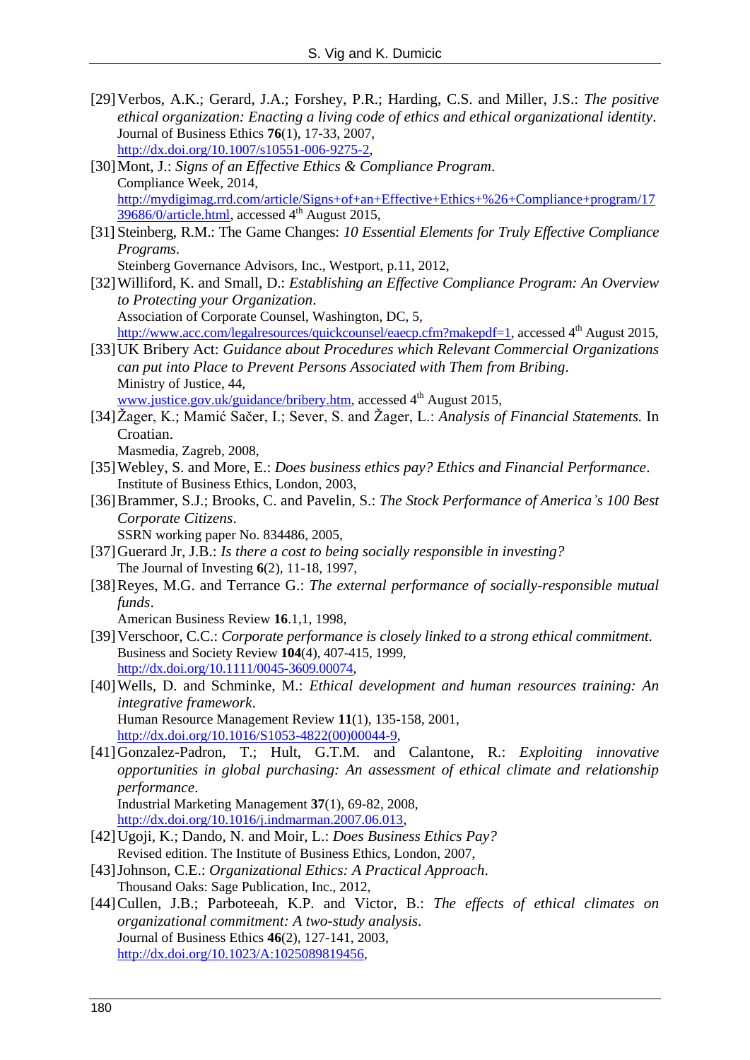[29] Verbos, A.K.; Gerard, J.A.; Forshey, P.R.; Harding, C.S. and Miller, J.S.: *The positive ethical organization: Enacting a living code of ethics and ethical organizational identity*. Journal of Business Ethics **76**(1), 17-33, 2007, http://dx.doi.org/10.1007/s10551-006-9275-2,

[30] Mont, J.: *Signs of an Effective Ethics & Compliance Program*. Compliance Week, 2014, http://mydigimag.rrd.com/article/Signs+of+an+Effective+Ethics+%26+Compliance+program/1739686/0/article.html, accessed 4th August 2015,

[31] Steinberg, R.M.: The Game Changes: *10 Essential Elements for Truly Effective Compliance Programs*. Steinberg Governance Advisors, Inc., Westport, p.11, 2012,

[32] Williford, K. and Small, D.: *Establishing an Effective Compliance Program: An Overview to Protecting your Organization*. Association of Corporate Counsel, Washington, DC, 5, http://www.acc.com/legalresources/quickcounsel/eaecp.cfm?makepdf=1, accessed 4th August 2015,

[33] UK Bribery Act: *Guidance about Procedures which Relevant Commercial Organizations can put into Place to Prevent Persons Associated with Them from Bribing*. Ministry of Justice, 44, www.justice.gov.uk/guidance/bribery.htm, accessed 4th August 2015,

[34] Žager, K.; Mamić Sačer, I.; Sever, S. and Žager, L.: *Analysis of Financial Statements.* In Croatian. Masmedia, Zagreb, 2008,

[35] Webley, S. and More, E.: *Does business ethics pay? Ethics and Financial Performance*. Institute of Business Ethics, London, 2003,

[36] Brammer, S.J.; Brooks, C. and Pavelin, S.: *The Stock Performance of America's 100 Best Corporate Citizens*. SSRN working paper No. 834486, 2005,

[37] Guerard Jr, J.B.: *Is there a cost to being socially responsible in investing?* The Journal of Investing **6**(2), 11-18, 1997,

[38] Reyes, M.G. and Terrance G.: *The external performance of socially-responsible mutual funds*. American Business Review **16**.1,1, 1998,

[39] Verschoor, C.C.: *Corporate performance is closely linked to a strong ethical commitment.* Business and Society Review **104**(4), 407-415, 1999, http://dx.doi.org/10.1111/0045-3609.00074,

[40] Wells, D. and Schminke, M.: *Ethical development and human resources training: An integrative framework*. Human Resource Management Review **11**(1), 135-158, 2001, http://dx.doi.org/10.1016/S1053-4822(00)00044-9,

[41] Gonzalez-Padron, T.; Hult, G.T.M. and Calantone, R.: *Exploiting innovative opportunities in global purchasing: An assessment of ethical climate and relationship performance*. Industrial Marketing Management **37**(1), 69-82, 2008, http://dx.doi.org/10.1016/j.indmarman.2007.06.013,

[42] Ugoji, K.; Dando, N. and Moir, L.: *Does Business Ethics Pay?* Revised edition. The Institute of Business Ethics, London, 2007,

[43] Johnson, C.E.: *Organizational Ethics: A Practical Approach*. Thousand Oaks: Sage Publication, Inc., 2012,

[44] Cullen, J.B.; Parboteeah, K.P. and Victor, B.: *The effects of ethical climates on organizational commitment: A two-study analysis*. Journal of Business Ethics **46**(2), 127-141, 2003, http://dx.doi.org/10.1023/A:1025089819456,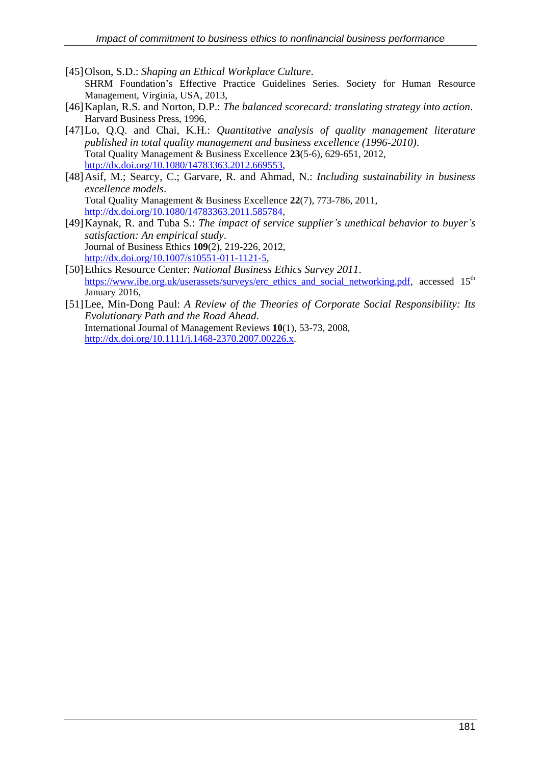[45] Olson, S.D.: *Shaping an Ethical Workplace Culture*.
SHRM Foundation's Effective Practice Guidelines Series. Society for Human Resource Management, Virginia, USA, 2013,

[46] Kaplan, R.S. and Norton, D.P.: *The balanced scorecard: translating strategy into action*.
Harvard Business Press, 1996,

[47] Lo, Q.Q. and Chai, K.H.: *Quantitative analysis of quality management literature published in total quality management and business excellence (1996-2010)*.
Total Quality Management & Business Excellence **23**(5-6), 629-651, 2012,
http://dx.doi.org/10.1080/14783363.2012.669553,

[48] Asif, M.; Searcy, C.; Garvare, R. and Ahmad, N.: *Including sustainability in business excellence models*.
Total Quality Management & Business Excellence **22**(7), 773-786, 2011,
http://dx.doi.org/10.1080/14783363.2011.585784,

[49] Kaynak, R. and Tuba S.: *The impact of service supplier's unethical behavior to buyer's satisfaction: An empirical study*.
Journal of Business Ethics **109**(2), 219-226, 2012,
http://dx.doi.org/10.1007/s10551-011-1121-5,

[50] Ethics Resource Center: *National Business Ethics Survey 2011*.
https://www.ibe.org.uk/userassets/surveys/erc_ethics_and_social_networking.pdf, accessed 15th January 2016,

[51] Lee, Min-Dong Paul: *A Review of the Theories of Corporate Social Responsibility: Its Evolutionary Path and the Road Ahead*.
International Journal of Management Reviews **10**(1), 53-73, 2008,
http://dx.doi.org/10.1111/j.1468-2370.2007.00226.x.